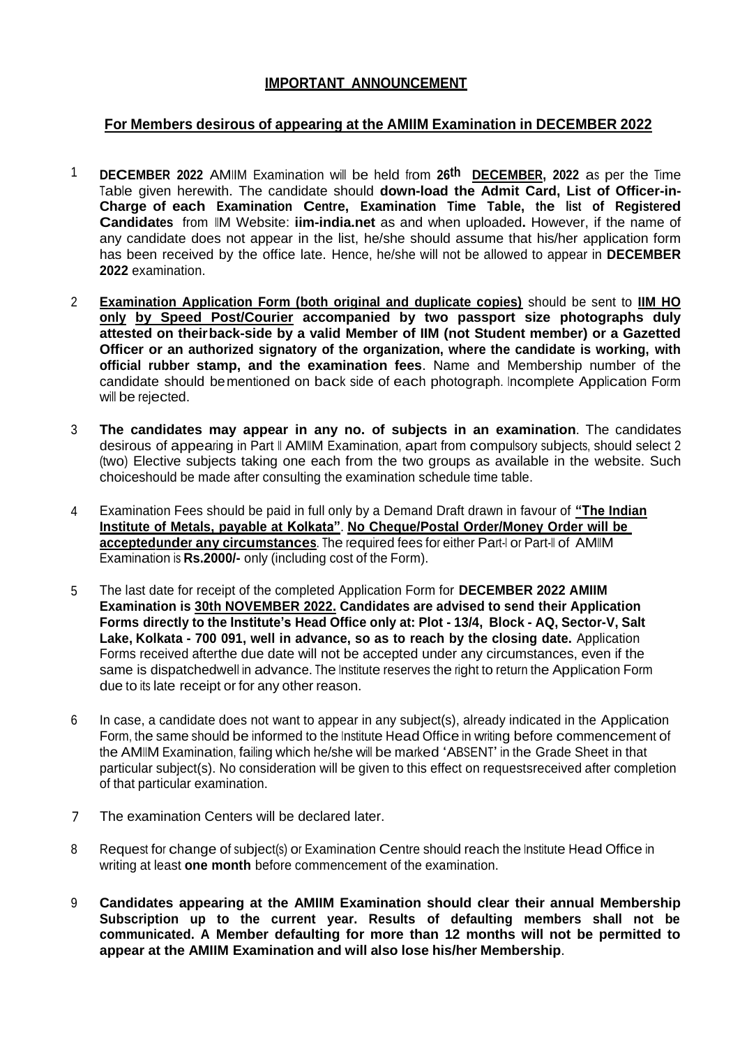**IMPORTANT ANNOUNCEMENT**

**For Members desirous of appearing at the AMIIM Examination in DECEMBER 2022**

1. **DECEMBER 2022** AMIIM Examination will be held from **26th DECEMBER, 2022** as per the Time Table given herewith. The candidate should **down-load the Admit Card, List of Officer-in-Charge of each Examination Centre, Examination Time Table, the list of Registered Candidates** from IIM Website: **iim-india.net** as and when uploaded**.** However, if the name of any candidate does not appear in the list, he/she should assume that his/her application form has been received by the office late. Hence, he/she will not be allowed to appear in **DECEMBER 2022** examination.

2. **Examination Application Form (both original and duplicate copies)** should be sent to **IIM HO only by Speed Post/Courier accompanied by two passport size photographs duly attested on theirback-side by a valid Member of IIM (not Student member) or a Gazetted Officer or an authorized signatory of the organization, where the candidate is working, with official rubber stamp, and the examination fees**. Name and Membership number of the candidate should bementioned on back side of each photograph. Incomplete Application Form will be rejected.

3. **The candidates may appear in any no. of subjects in an examination**. The candidates desirous of appearing in Part II AMIIM Examination, apart from compulsory subjects, should select 2 (two) Elective subjects taking one each from the two groups as available in the website. Such choiceshould be made after consulting the examination schedule time table.

4. Examination Fees should be paid in full only by a Demand Draft drawn in favour of **"The Indian Institute of Metals, payable at Kolkata"**. **No Cheque/Postal Order/Money Order will be acceptedunder any circumstances**. The required fees for either Part-I or Part-II of AMIIM Examination is **Rs.2000/-** only (including cost of the Form).

5. The last date for receipt of the completed Application Form for **DECEMBER 2022 AMIIM Examination is 30th NOVEMBER 2022. Candidates are advised to send their Application Forms directly to the Institute's Head Office only at: Plot - 13/4, Block - AQ, Sector-V, Salt Lake, Kolkata - 700 091, well in advance, so as to reach by the closing date.** Application Forms received afterthe due date will not be accepted under any circumstances, even if the same is dispatchedwell in advance. The Institute reserves the right to return the Application Form due to its late receipt or for any other reason.

6. In case, a candidate does not want to appear in any subject(s), already indicated in the Application Form, the same should be informed to the Institute Head Office in writing before commencement of the AMIIM Examination, failing which he/she will be marked 'ABSENT' in the Grade Sheet in that particular subject(s). No consideration will be given to this effect on requestsreceived after completion of that particular examination.

7. The examination Centers will be declared later.

8. Request for change of subject(s) or Examination Centre should reach the Institute Head Office in writing at least **one month** before commencement of the examination.

9. **Candidates appearing at the AMIIM Examination should clear their annual Membership Subscription up to the current year. Results of defaulting members shall not be communicated. A Member defaulting for more than 12 months will not be permitted to appear at the AMIIM Examination and will also lose his/her Membership**.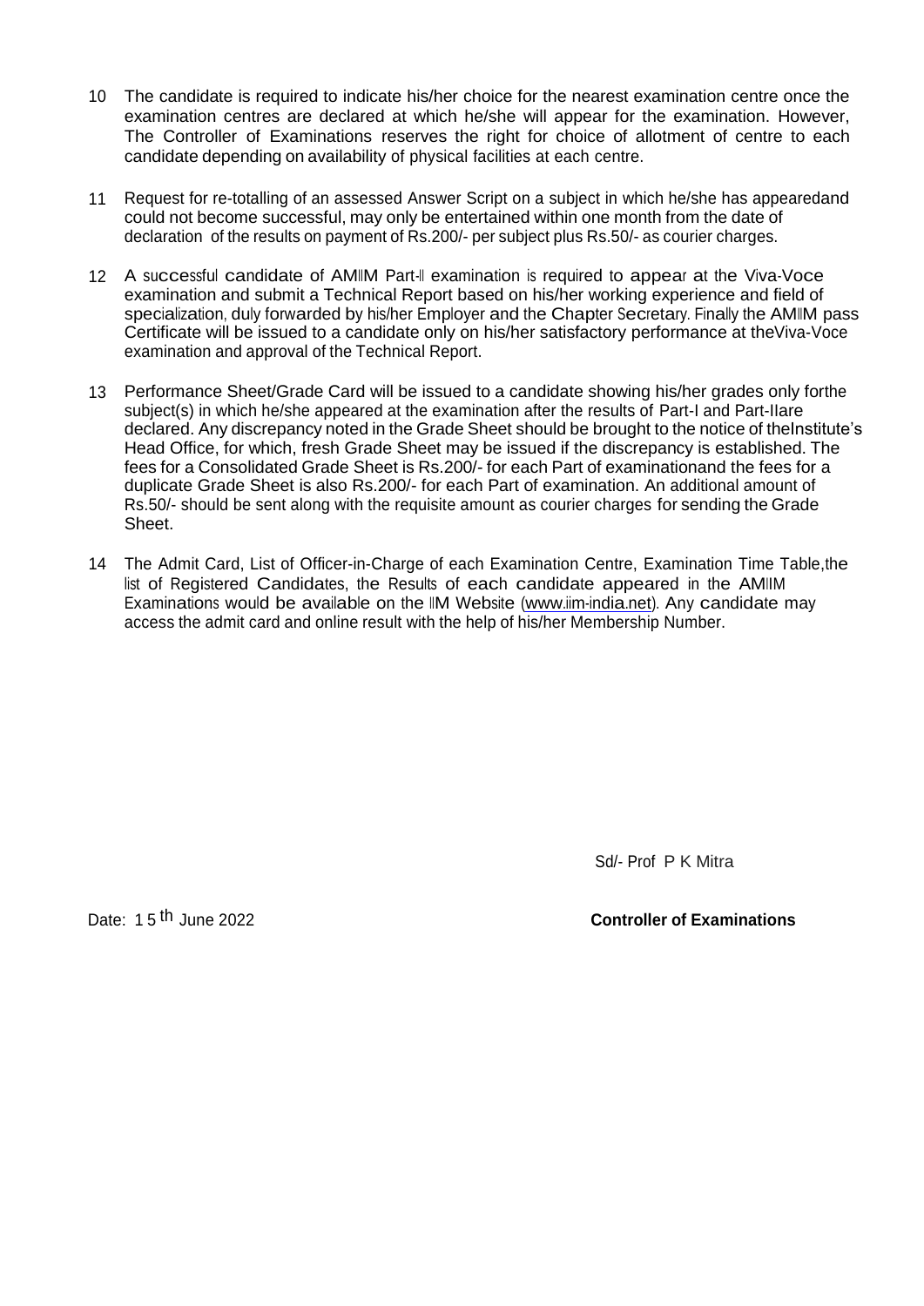10. The candidate is required to indicate his/her choice for the nearest examination centre once the examination centres are declared at which he/she will appear for the examination. However, The Controller of Examinations reserves the right for choice of allotment of centre to each candidate depending on availability of physical facilities at each centre.

11. Request for re-totalling of an assessed Answer Script on a subject in which he/she has appearedand could not become successful, may only be entertained within one month from the date of declaration of the results on payment of Rs.200/- per subject plus Rs.50/- as courier charges.

12. A successful candidate of AMIIM Part-II examination is required to appear at the Viva-Voce examination and submit a Technical Report based on his/her working experience and field of specialization, duly forwarded by his/her Employer and the Chapter Secretary. Finally the AMIIM pass Certificate will be issued to a candidate only on his/her satisfactory performance at theViva-Voce examination and approval of the Technical Report.

13. Performance Sheet/Grade Card will be issued to a candidate showing his/her grades only forthe subject(s) in which he/she appeared at the examination after the results of Part-I and Part-IIare declared. Any discrepancy noted in the Grade Sheet should be brought to the notice of theInstitute's Head Office, for which, fresh Grade Sheet may be issued if the discrepancy is established. The fees for a Consolidated Grade Sheet is Rs.200/- for each Part of examinationand the fees for a duplicate Grade Sheet is also Rs.200/- for each Part of examination. An additional amount of Rs.50/- should be sent along with the requisite amount as courier charges for sending the Grade Sheet.

14. The Admit Card, List of Officer-in-Charge of each Examination Centre, Examination Time Table,the list of Registered Candidates, the Results of each candidate appeared in the AMIIM Examinations would be available on the IIM Website (www.iim-india.net). Any candidate may access the admit card and online result with the help of his/her Membership Number.

Sd/- Prof P K Mitra

Date: 15th June 2022

**Controller of Examinations**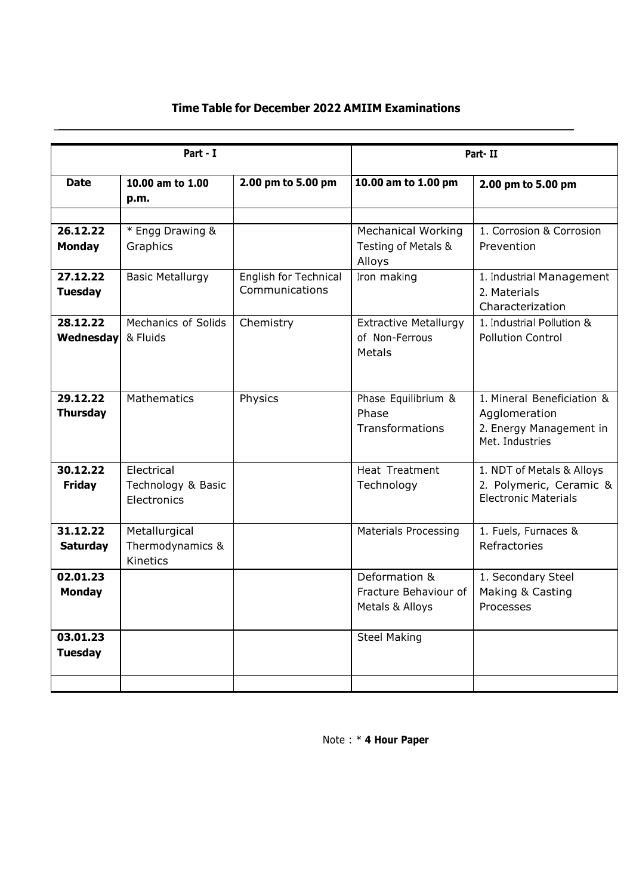## Time Table for December 2022 AMIIM Examinations

| | Part - I | | Part- II | |
|---|---|---|---|---|
| **Date** | **10.00 am to 1.00 p.m.** | **2.00 pm to 5.00 pm** | **10.00 am to 1.00 pm** | **2.00 pm to 5.00 pm** |
| | | | | |
| **26.12.22 Monday** | * Engg Drawing & Graphics | | Mechanical Working Testing of Metals & Alloys | 1. Corrosion & Corrosion Prevention |
| **27.12.22 Tuesday** | Basic Metallurgy | English for Technical Communications | Iron making | 1. Industrial Management 2. Materials Characterization |
| **28.12.22 Wednesday** | Mechanics of Solids & Fluids | Chemistry | Extractive Metallurgy of Non-Ferrous Metals | 1. Industrial Pollution & Pollution Control |
| **29.12.22 Thursday** | Mathematics | Physics | Phase Equilibrium & Phase Transformations | 1. Mineral Beneficiation & Agglomeration 2. Energy Management in Met. Industries |
| **30.12.22 Friday** | Electrical Technology & Basic Electronics | | Heat Treatment Technology | 1. NDT of Metals & Alloys 2. Polymeric, Ceramic & Electronic Materials |
| **31.12.22 Saturday** | Metallurgical Thermodynamics & Kinetics | | Materials Processing | 1. Fuels, Furnaces & Refractories |
| **02.01.23 Monday** | | | Deformation & Fracture Behaviour of Metals & Alloys | 1. Secondary Steel Making & Casting Processes |
| **03.01.23 Tuesday** | | | Steel Making | |
| | | | | |

Note : * **4 Hour Paper**